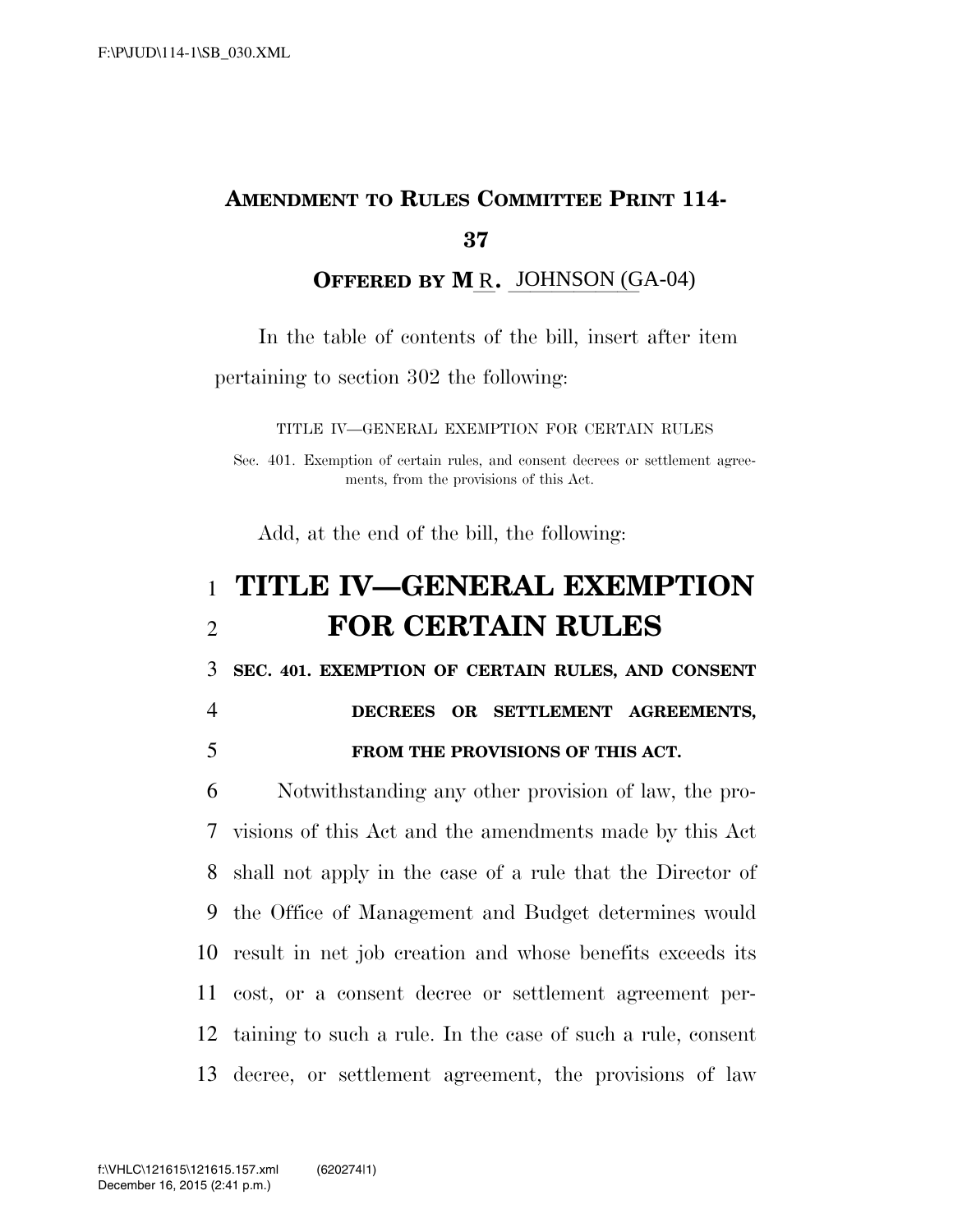**AMENDMENT TO RULES COMMITTEE PRINT 114-37**

**OFFERED BY MR. JOHNSON (GA-04)**

In the table of contents of the bill, insert after item pertaining to section 302 the following:

TITLE IV—GENERAL EXEMPTION FOR CERTAIN RULES

Sec. 401. Exemption of certain rules, and consent decrees or settlement agreements, from the provisions of this Act.

Add, at the end of the bill, the following:

# TITLE IV—GENERAL EXEMPTION FOR CERTAIN RULES

**SEC. 401. EXEMPTION OF CERTAIN RULES, AND CONSENT DECREES OR SETTLEMENT AGREEMENTS, FROM THE PROVISIONS OF THIS ACT.**

Notwithstanding any other provision of law, the provisions of this Act and the amendments made by this Act shall not apply in the case of a rule that the Director of the Office of Management and Budget determines would result in net job creation and whose benefits exceeds its cost, or a consent decree or settlement agreement pertaining to such a rule. In the case of such a rule, consent decree, or settlement agreement, the provisions of law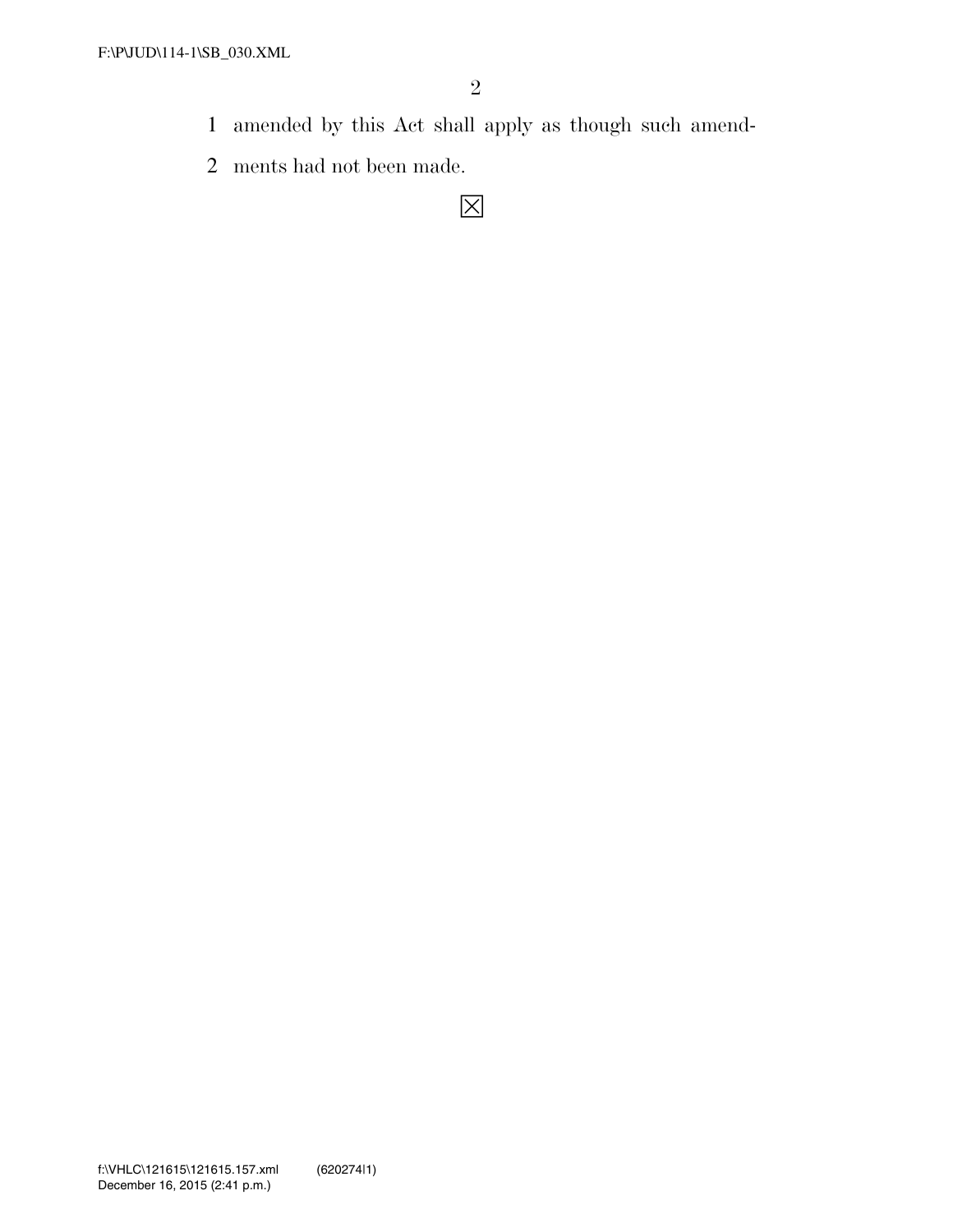amended by this Act shall apply as though such amendments had not been made.